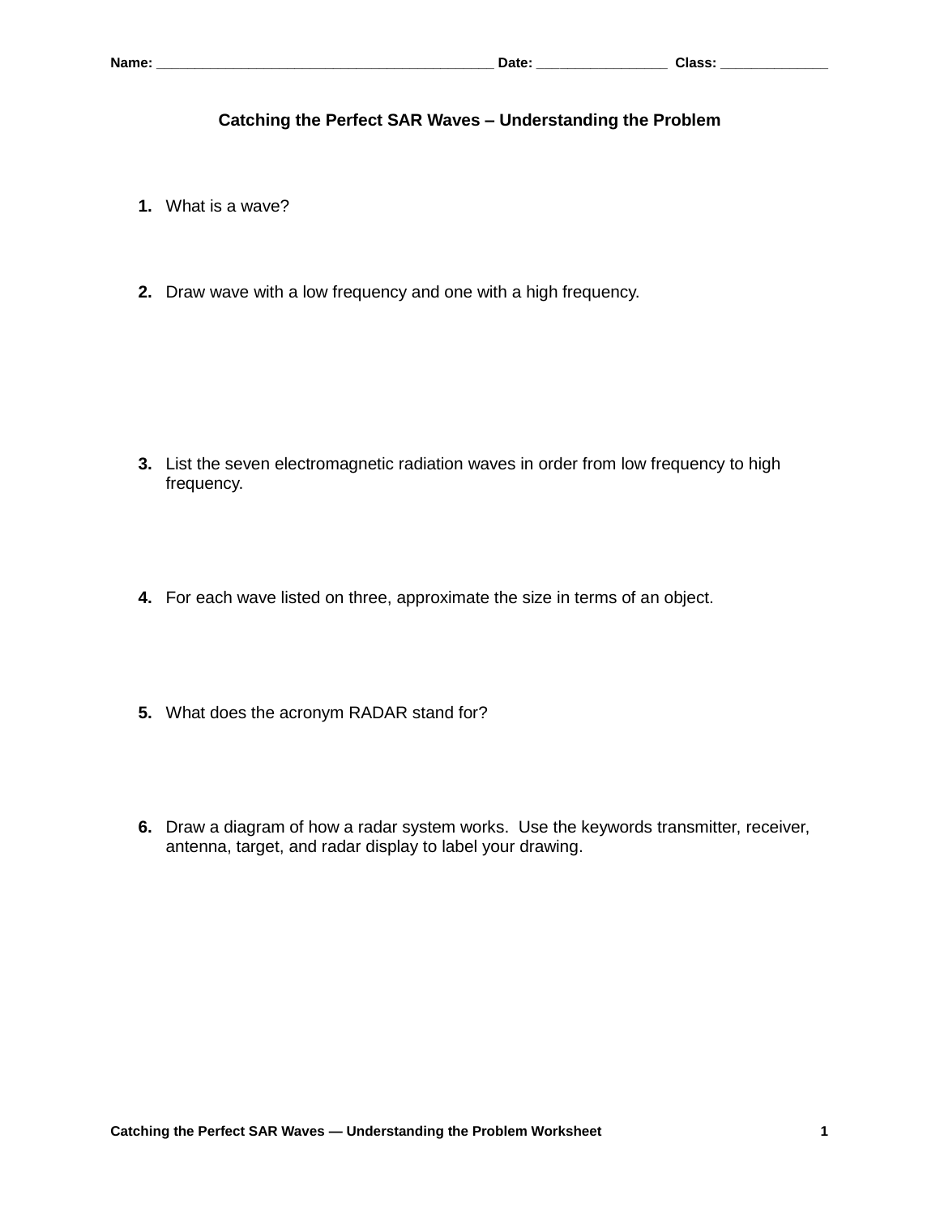Name: ________________________________________ Date: ________________ Class: ______________

## Catching the Perfect SAR Waves – Understanding the Problem

1. What is a wave?

2. Draw wave with a low frequency and one with a high frequency.

3. List the seven electromagnetic radiation waves in order from low frequency to high frequency.

4. For each wave listed on three, approximate the size in terms of an object.

5. What does the acronym RADAR stand for?

6. Draw a diagram of how a radar system works. Use the keywords transmitter, receiver, antenna, target, and radar display to label your drawing.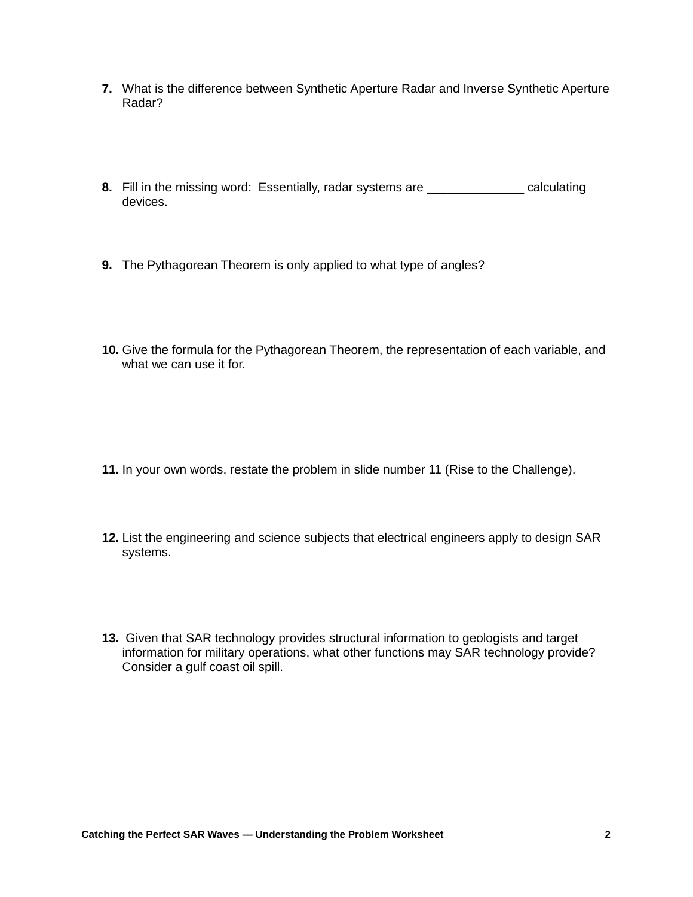7. What is the difference between Synthetic Aperture Radar and Inverse Synthetic Aperture Radar?

8. Fill in the missing word: Essentially, radar systems are ______________ calculating devices.

9. The Pythagorean Theorem is only applied to what type of angles?

10. Give the formula for the Pythagorean Theorem, the representation of each variable, and what we can use it for.

11. In your own words, restate the problem in slide number 11 (Rise to the Challenge).

12. List the engineering and science subjects that electrical engineers apply to design SAR systems.

13. Given that SAR technology provides structural information to geologists and target information for military operations, what other functions may SAR technology provide? Consider a gulf coast oil spill.